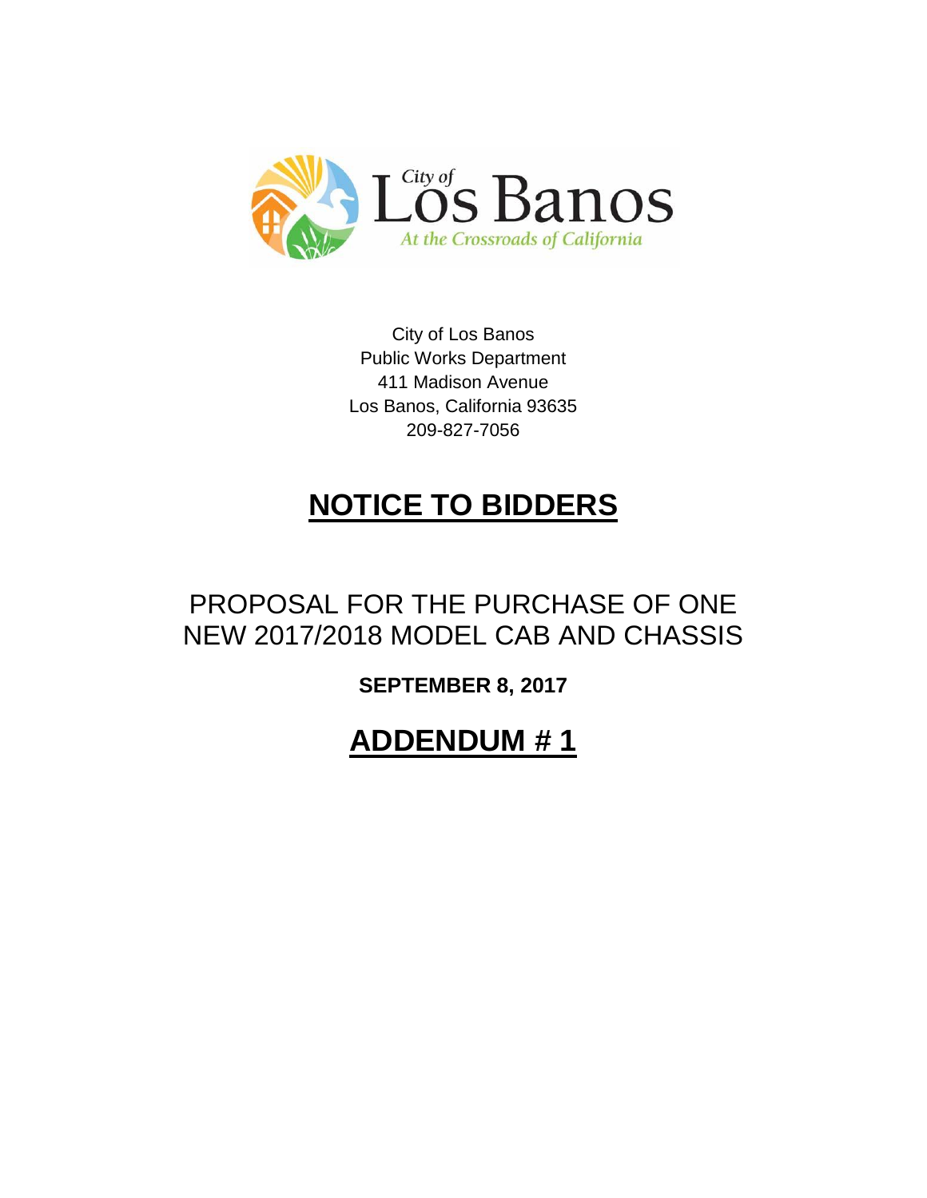City of Los Banos
At the Crossroads of California

City of Los Banos
Public Works Department
411 Madison Avenue
Los Banos, California 93635
209-827-7056

# NOTICE TO BIDDERS

## PROPOSAL FOR THE PURCHASE OF ONE NEW 2017/2018 MODEL CAB AND CHASSIS

**SEPTEMBER 8, 2017**

# ADDENDUM # 1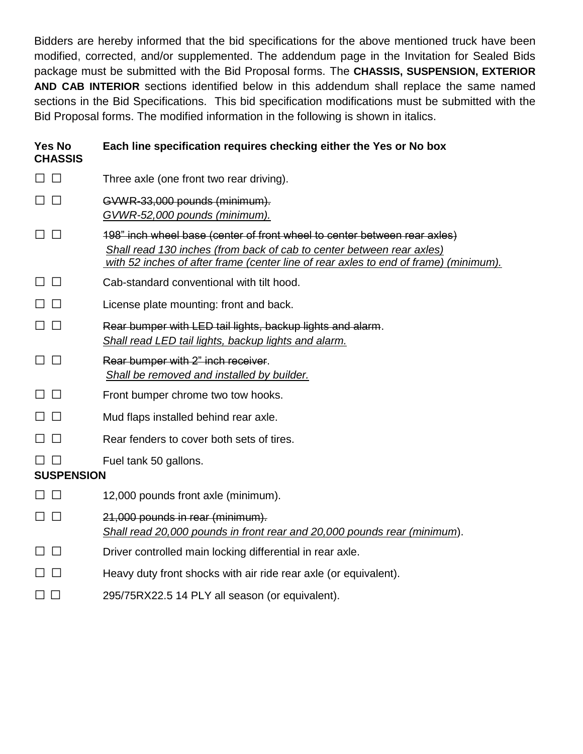Bidders are hereby informed that the bid specifications for the above mentioned truck have been modified, corrected, and/or supplemented. The addendum page in the Invitation for Sealed Bids package must be submitted with the Bid Proposal forms. The **CHASSIS, SUSPENSION, EXTERIOR AND CAB INTERIOR** sections identified below in this addendum shall replace the same named sections in the Bid Specifications. This bid specification modifications must be submitted with the Bid Proposal forms. The modified information in the following is shown in italics.

**Yes No** **Each line specification requires checking either the Yes or No box**

**CHASSIS**

☐ ☐ Three axle (one front two rear driving).

☐ ☐ ~~GVWR-33,000 pounds (minimum).~~
*GVWR-52,000 pounds (minimum).*

☐ ☐ ~~198" inch wheel base (center of front wheel to center between rear axles)~~
*Shall read 130 inches (from back of cab to center between rear axles) with 52 inches of after frame (center line of rear axles to end of frame) (minimum).*

☐ ☐ Cab-standard conventional with tilt hood.

☐ ☐ License plate mounting: front and back.

☐ ☐ ~~Rear bumper with LED tail lights, backup lights and alarm~~.
*Shall read LED tail lights, backup lights and alarm.*

☐ ☐ ~~Rear bumper with 2" inch receiver~~.
*Shall be removed and installed by builder.*

☐ ☐ Front bumper chrome two tow hooks.

☐ ☐ Mud flaps installed behind rear axle.

☐ ☐ Rear fenders to cover both sets of tires.

☐ ☐ Fuel tank 50 gallons.

**SUSPENSION**

☐ ☐ 12,000 pounds front axle (minimum).

☐ ☐ ~~21,000 pounds in rear (minimum).~~
*Shall read 20,000 pounds in front rear and 20,000 pounds rear (minimum*).

☐ ☐ Driver controlled main locking differential in rear axle.

☐ ☐ Heavy duty front shocks with air ride rear axle (or equivalent).

☐ ☐ 295/75RX22.5 14 PLY all season (or equivalent).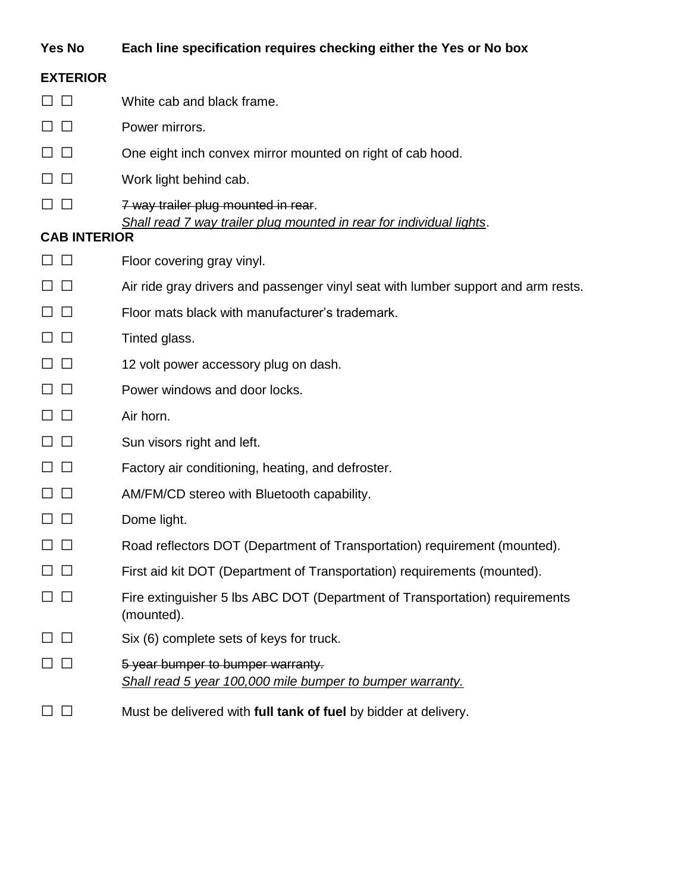**Yes No Each line specification requires checking either the Yes or No box**

**EXTERIOR**

☐ ☐ White cab and black frame.

☐ ☐ Power mirrors.

☐ ☐ One eight inch convex mirror mounted on right of cab hood.

☐ ☐ Work light behind cab.

☐ ☐ ~~7 way trailer plug mounted in rear~~.
*<u>Shall read 7 way trailer plug mounted in rear for individual lights</u>*.

**CAB INTERIOR**

☐ ☐ Floor covering gray vinyl.

☐ ☐ Air ride gray drivers and passenger vinyl seat with lumber support and arm rests.

☐ ☐ Floor mats black with manufacturer's trademark.

☐ ☐ Tinted glass.

☐ ☐ 12 volt power accessory plug on dash.

☐ ☐ Power windows and door locks.

☐ ☐ Air horn.

☐ ☐ Sun visors right and left.

☐ ☐ Factory air conditioning, heating, and defroster.

☐ ☐ AM/FM/CD stereo with Bluetooth capability.

☐ ☐ Dome light.

☐ ☐ Road reflectors DOT (Department of Transportation) requirement (mounted).

☐ ☐ First aid kit DOT (Department of Transportation) requirements (mounted).

☐ ☐ Fire extinguisher 5 lbs ABC DOT (Department of Transportation) requirements (mounted).

☐ ☐ Six (6) complete sets of keys for truck.

☐ ☐ ~~5 year bumper to bumper warranty.~~
*<u>Shall read 5 year 100,000 mile bumper to bumper warranty.</u>*

☐ ☐ Must be delivered with **full tank of fuel** by bidder at delivery.